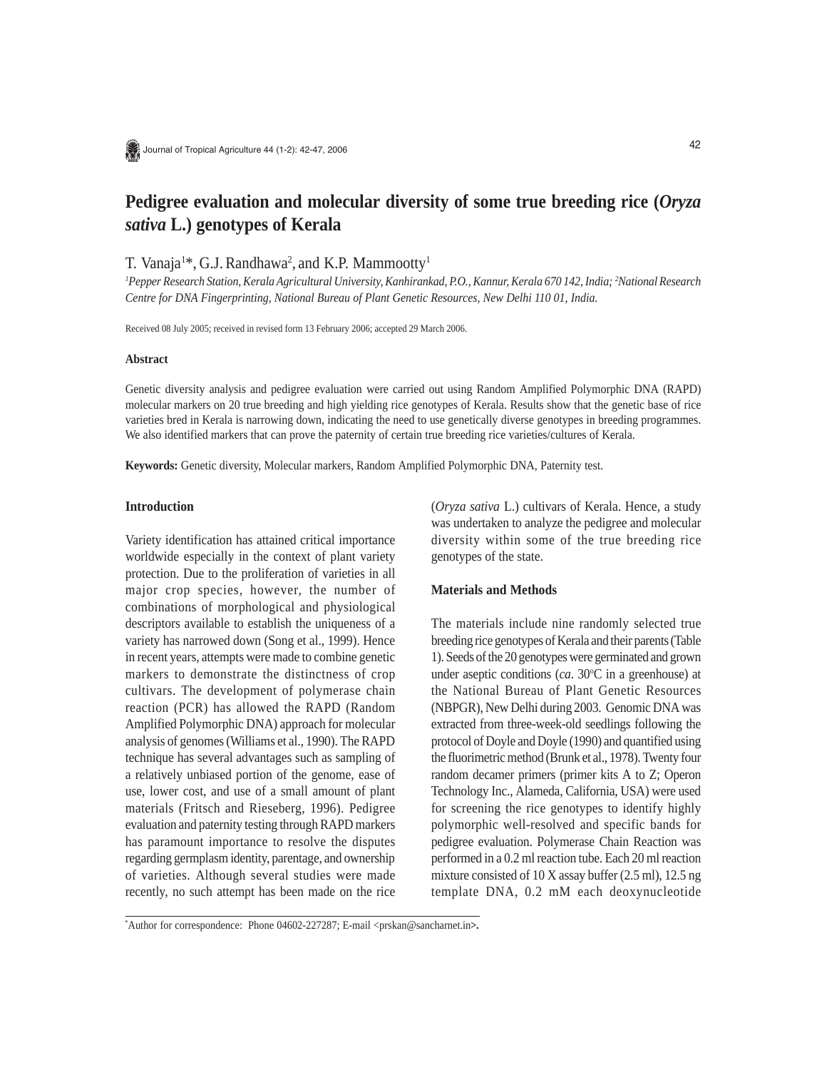# Pedigree evaluation and molecular diversity of some true breeding rice (*Oryza sativa* L.) genotypes of Kerala

T. Vanaja[1]*, G.J. Randhawa[2], and K.P. Mammootty[1]

[1]*Pepper Research Station, Kerala Agricultural University, Kanhirankad, P.O., Kannur, Kerala 670 142, India;* [2]*National Research Centre for DNA Fingerprinting, National Bureau of Plant Genetic Resources, New Delhi 110 01, India.*

Received 08 July 2005; received in revised form 13 February 2006; accepted 29 March 2006.

## Abstract

Genetic diversity analysis and pedigree evaluation were carried out using Random Amplified Polymorphic DNA (RAPD) molecular markers on 20 true breeding and high yielding rice genotypes of Kerala. Results show that the genetic base of rice varieties bred in Kerala is narrowing down, indicating the need to use genetically diverse genotypes in breeding programmes. We also identified markers that can prove the paternity of certain true breeding rice varieties/cultures of Kerala.

**Keywords:** Genetic diversity, Molecular markers, Random Amplified Polymorphic DNA, Paternity test.

## Introduction

Variety identification has attained critical importance worldwide especially in the context of plant variety protection. Due to the proliferation of varieties in all major crop species, however, the number of combinations of morphological and physiological descriptors available to establish the uniqueness of a variety has narrowed down (Song et al., 1999). Hence in recent years, attempts were made to combine genetic markers to demonstrate the distinctness of crop cultivars. The development of polymerase chain reaction (PCR) has allowed the RAPD (Random Amplified Polymorphic DNA) approach for molecular analysis of genomes (Williams et al., 1990). The RAPD technique has several advantages such as sampling of a relatively unbiased portion of the genome, ease of use, lower cost, and use of a small amount of plant materials (Fritsch and Rieseberg, 1996). Pedigree evaluation and paternity testing through RAPD markers has paramount importance to resolve the disputes regarding germplasm identity, parentage, and ownership of varieties. Although several studies were made recently, no such attempt has been made on the rice (*Oryza sativa* L.) cultivars of Kerala. Hence, a study was undertaken to analyze the pedigree and molecular diversity within some of the true breeding rice genotypes of the state.

## Materials and Methods

The materials include nine randomly selected true breeding rice genotypes of Kerala and their parents (Table 1). Seeds of the 20 genotypes were germinated and grown under aseptic conditions (*ca.* 30°C in a greenhouse) at the National Bureau of Plant Genetic Resources (NBPGR), New Delhi during 2003. Genomic DNA was extracted from three-week-old seedlings following the protocol of Doyle and Doyle (1990) and quantified using the fluorimetric method (Brunk et al., 1978). Twenty four random decamer primers (primer kits A to Z; Operon Technology Inc., Alameda, California, USA) were used for screening the rice genotypes to identify highly polymorphic well-resolved and specific bands for pedigree evaluation. Polymerase Chain Reaction was performed in a 0.2 ml reaction tube. Each 20 ml reaction mixture consisted of 10 X assay buffer (2.5 ml), 12.5 ng template DNA, 0.2 mM each deoxynucleotide

*Author for correspondence: Phone 04602-227287; E-mail <prskan@sancharnet.in>.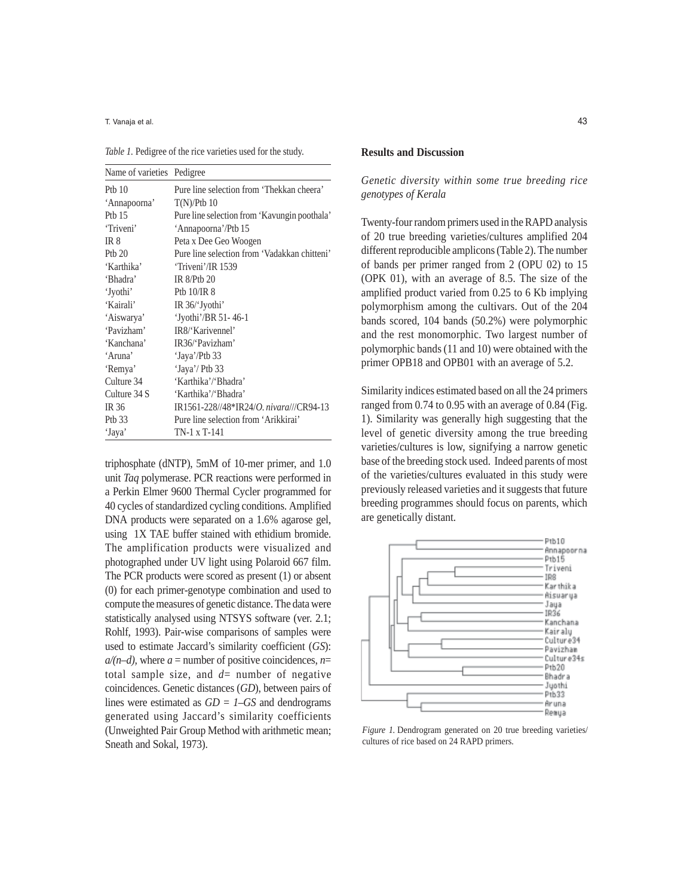*Table 1.* Pedigree of the rice varieties used for the study.

| Name of varieties | Pedigree |
|---|---|
| Ptb 10 | Pure line selection from 'Thekkan cheera' |
| 'Annapoorna' | T(N)/Ptb 10 |
| Ptb 15 | Pure line selection from 'Kavungin poothala' |
| 'Triveni' | 'Annapoorna'/Ptb 15 |
| IR 8 | Peta x Dee Geo Woogen |
| Ptb 20 | Pure line selection from 'Vadakkan chitteni' |
| 'Karthika' | 'Triveni'/IR 1539 |
| 'Bhadra' | IR 8/Ptb 20 |
| 'Jyothi' | Ptb 10/IR 8 |
| 'Kairali' | IR 36/'Jyothi' |
| 'Aiswarya' | 'Jyothi'/BR 51- 46-1 |
| 'Pavizham' | IR8/'Karivennel' |
| 'Kanchana' | IR36/'Pavizham' |
| 'Aruna' | 'Jaya'/Ptb 33 |
| 'Remya' | 'Jaya'/ Ptb 33 |
| Culture 34 | 'Karthika'/'Bhadra' |
| Culture 34 S | 'Karthika'/'Bhadra' |
| IR 36 | IR1561-228//48*IR24/*O. nivara*///CR94-13 |
| Ptb 33 | Pure line selection from 'Arikkirai' |
| 'Jaya' | TN-1 x T-141 |

triphosphate (dNTP), 5mM of 10-mer primer, and 1.0 unit *Taq* polymerase. PCR reactions were performed in a Perkin Elmer 9600 Thermal Cycler programmed for 40 cycles of standardized cycling conditions. Amplified DNA products were separated on a 1.6% agarose gel, using 1X TAE buffer stained with ethidium bromide. The amplification products were visualized and photographed under UV light using Polaroid 667 film. The PCR products were scored as present (1) or absent (0) for each primer-genotype combination and used to compute the measures of genetic distance. The data were statistically analysed using NTSYS software (ver. 2.1; Rohlf, 1993). Pair-wise comparisons of samples were used to estimate Jaccard's similarity coefficient (*GS*): $a/(n–d)$, where $a$ = number of positive coincidences, $n$= total sample size, and $d$= number of negative coincidences. Genetic distances (*GD*), between pairs of lines were estimated as $GD = 1–GS$ and dendrograms generated using Jaccard's similarity coefficients (Unweighted Pair Group Method with arithmetic mean; Sneath and Sokal, 1973).

## Results and Discussion

### *Genetic diversity within some true breeding rice genotypes of Kerala*

Twenty-four random primers used in the RAPD analysis of 20 true breeding varieties/cultures amplified 204 different reproducible amplicons (Table 2). The number of bands per primer ranged from 2 (OPU 02) to 15 (OPK 01), with an average of 8.5. The size of the amplified product varied from 0.25 to 6 Kb implying polymorphism among the cultivars. Out of the 204 bands scored, 104 bands (50.2%) were polymorphic and the rest monomorphic. Two largest number of polymorphic bands (11 and 10) were obtained with the primer OPB18 and OPB01 with an average of 5.2.

Similarity indices estimated based on all the 24 primers ranged from 0.74 to 0.95 with an average of 0.84 (Fig. 1). Similarity was generally high suggesting that the level of genetic diversity among the true breeding varieties/cultures is low, signifying a narrow genetic base of the breeding stock used. Indeed parents of most of the varieties/cultures evaluated in this study were previously released varieties and it suggests that future breeding programmes should focus on parents, which are genetically distant.

*Figure 1.* Dendrogram generated on 20 true breeding varieties/ cultures of rice based on 24 RAPD primers.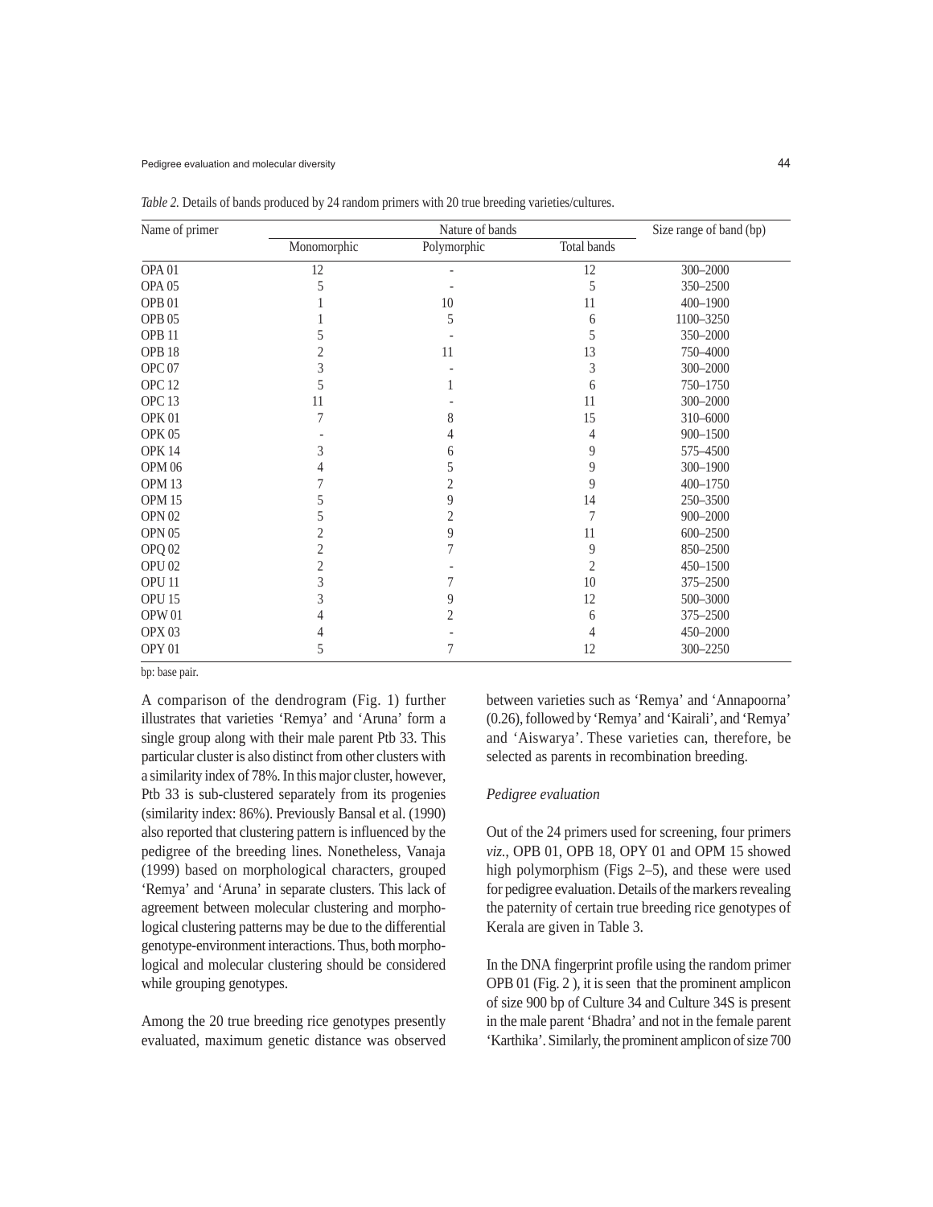*Table 2.* Details of bands produced by 24 random primers with 20 true breeding varieties/cultures.

| Name of primer | Nature of bands | | | Size range of band (bp) |
|---|---|---|---|---|
| | Monomorphic | Polymorphic | Total bands | |
| OPA 01 | 12 | - | 12 | 300–2000 |
| OPA 05 | 5 | - | 5 | 350–2500 |
| OPB 01 | 1 | 10 | 11 | 400–1900 |
| OPB 05 | 1 | 5 | 6 | 1100–3250 |
| OPB 11 | 5 | - | 5 | 350–2000 |
| OPB 18 | 2 | 11 | 13 | 750–4000 |
| OPC 07 | 3 | - | 3 | 300–2000 |
| OPC 12 | 5 | 1 | 6 | 750–1750 |
| OPC 13 | 11 | - | 11 | 300–2000 |
| OPK 01 | 7 | 8 | 15 | 310–6000 |
| OPK 05 | - | 4 | 4 | 900–1500 |
| OPK 14 | 3 | 6 | 9 | 575–4500 |
| OPM 06 | 4 | 5 | 9 | 300–1900 |
| OPM 13 | 7 | 2 | 9 | 400–1750 |
| OPM 15 | 5 | 9 | 14 | 250–3500 |
| OPN 02 | 5 | 2 | 7 | 900–2000 |
| OPN 05 | 2 | 9 | 11 | 600–2500 |
| OPQ 02 | 2 | 7 | 9 | 850–2500 |
| OPU 02 | 2 | - | 2 | 450–1500 |
| OPU 11 | 3 | 7 | 10 | 375–2500 |
| OPU 15 | 3 | 9 | 12 | 500–3000 |
| OPW 01 | 4 | 2 | 6 | 375–2500 |
| OPX 03 | 4 | - | 4 | 450–2000 |
| OPY 01 | 5 | 7 | 12 | 300–2250 |

bp: base pair.

A comparison of the dendrogram (Fig. 1) further illustrates that varieties 'Remya' and 'Aruna' form a single group along with their male parent Ptb 33. This particular cluster is also distinct from other clusters with a similarity index of 78%. In this major cluster, however, Ptb 33 is sub-clustered separately from its progenies (similarity index: 86%). Previously Bansal et al. (1990) also reported that clustering pattern is influenced by the pedigree of the breeding lines. Nonetheless, Vanaja (1999) based on morphological characters, grouped 'Remya' and 'Aruna' in separate clusters. This lack of agreement between molecular clustering and morphological clustering patterns may be due to the differential genotype-environment interactions. Thus, both morphological and molecular clustering should be considered while grouping genotypes.

Among the 20 true breeding rice genotypes presently evaluated, maximum genetic distance was observed between varieties such as 'Remya' and 'Annapoorna' (0.26), followed by 'Remya' and 'Kairali', and 'Remya' and 'Aiswarya'. These varieties can, therefore, be selected as parents in recombination breeding.

### *Pedigree evaluation*

Out of the 24 primers used for screening, four primers *viz.*, OPB 01, OPB 18, OPY 01 and OPM 15 showed high polymorphism (Figs 2–5), and these were used for pedigree evaluation. Details of the markers revealing the paternity of certain true breeding rice genotypes of Kerala are given in Table 3.

In the DNA fingerprint profile using the random primer OPB 01 (Fig. 2 ), it is seen that the prominent amplicon of size 900 bp of Culture 34 and Culture 34S is present in the male parent 'Bhadra' and not in the female parent 'Karthika'. Similarly, the prominent amplicon of size 700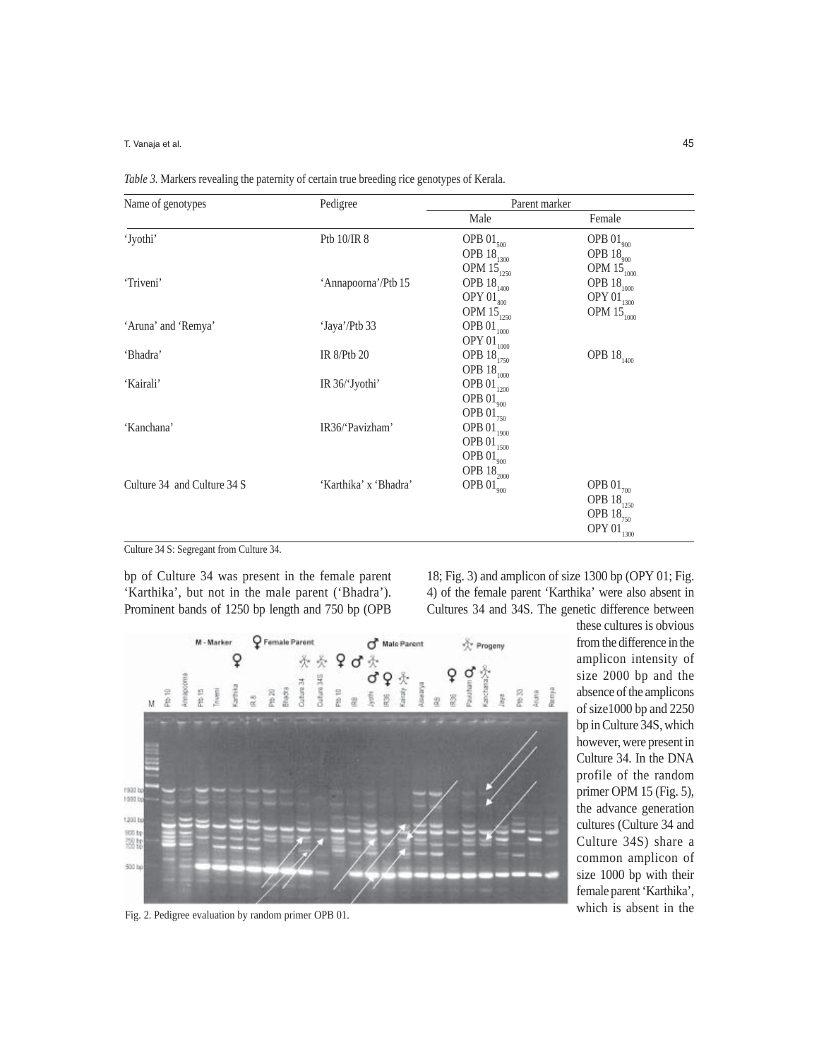*Table 3.* Markers revealing the paternity of certain true breeding rice genotypes of Kerala.

| Name of genotypes | Pedigree | Parent marker | |
|---|---|---|---|
| | | Male | Female |
| 'Jyothi' | Ptb 10/IR 8 | OPB $01_{500}$<br>OPB $18_{1300}$<br>OPM $15_{1250}$ | OPB $01_{900}$<br>OPB $18_{900}$<br>OPM $15_{1000}$ |
| 'Triveni' | 'Annapoorna'/Ptb 15 | OPB $18_{1400}$<br>OPY $01_{800}$<br>OPM $15_{1250}$ | OPB $18_{1000}$<br>OPY $01_{1300}$<br>OPM $15_{1000}$ |
| 'Aruna' and 'Remya' | 'Jaya'/Ptb 33 | OPB $01_{1000}$<br>OPY $01_{1000}$ | |
| 'Bhadra' | IR 8/Ptb 20 | OPB $18_{1750}$<br>OPB $18_{1000}$ | OPB $18_{1400}$ |
| 'Kairali' | IR 36/'Jyothi' | OPB $01_{1200}$<br>OPB $01_{900}$<br>OPB $01_{750}$ | |
| 'Kanchana' | IR36/'Pavizham' | OPB $01_{1900}$<br>OPB $01_{1500}$<br>OPB $01_{900}$<br>OPB $18_{2000}$ | |
| Culture 34 and Culture 34 S | 'Karthika' x 'Bhadra' | OPB $01_{900}$ | OPB $01_{700}$<br>OPB $18_{1250}$<br>OPB $18_{750}$<br>OPY $01_{1300}$ |

Culture 34 S: Segregant from Culture 34.

bp of Culture 34 was present in the female parent 'Karthika', but not in the male parent ('Bhadra'). Prominent bands of 1250 bp length and 750 bp (OPB 18; Fig. 3) and amplicon of size 1300 bp (OPY 01; Fig. 4) of the female parent 'Karthika' were also absent in Cultures 34 and 34S. The genetic difference between these cultures is obvious from the difference in the amplicon intensity of size 2000 bp and the absence of the amplicons of size1000 bp and 2250 bp in Culture 34S, which however, were present in Culture 34. In the DNA profile of the random primer OPM 15 (Fig. 5), the advance generation cultures (Culture 34 and Culture 34S) share a common amplicon of size 1000 bp with their female parent 'Karthika', which is absent in the

Fig. 2. Pedigree evaluation by random primer OPB 01.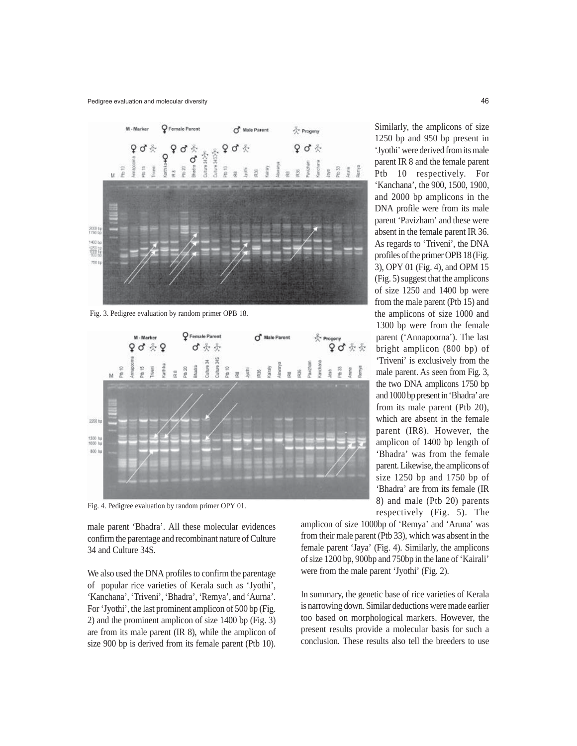Fig. 3. Pedigree evaluation by random primer OPB 18.

Fig. 4. Pedigree evaluation by random primer OPY 01.

male parent 'Bhadra'. All these molecular evidences confirm the parentage and recombinant nature of Culture 34 and Culture 34S.

We also used the DNA profiles to confirm the parentage of popular rice varieties of Kerala such as 'Jyothi', 'Kanchana', 'Triveni', 'Bhadra', 'Remya', and 'Aurna'. For 'Jyothi', the last prominent amplicon of 500 bp (Fig. 2) and the prominent amplicon of size 1400 bp (Fig. 3) are from its male parent (IR 8), while the amplicon of size 900 bp is derived from its female parent (Ptb 10). Similarly, the amplicons of size 1250 bp and 950 bp present in 'Jyothi' were derived from its male parent IR 8 and the female parent Ptb 10 respectively. For 'Kanchana', the 900, 1500, 1900, and 2000 bp amplicons in the DNA profile were from its male parent 'Pavizham' and these were absent in the female parent IR 36. As regards to 'Triveni', the DNA profiles of the primer OPB 18 (Fig. 3), OPY 01 (Fig. 4), and OPM 15 (Fig. 5) suggest that the amplicons of size 1250 and 1400 bp were from the male parent (Ptb 15) and the amplicons of size 1000 and 1300 bp were from the female parent ('Annapoorna'). The last bright amplicon (800 bp) of 'Triveni' is exclusively from the male parent. As seen from Fig. 3, the two DNA amplicons 1750 bp and 1000 bp present in 'Bhadra' are from its male parent (Ptb 20), which are absent in the female parent (IR8). However, the amplicon of 1400 bp length of 'Bhadra' was from the female parent. Likewise, the amplicons of size 1250 bp and 1750 bp of 'Bhadra' are from its female (IR 8) and male (Ptb 20) parents respectively (Fig. 5). The amplicon of size 1000bp of 'Remya' and 'Aruna' was from their male parent (Ptb 33), which was absent in the female parent 'Jaya' (Fig. 4). Similarly, the amplicons of size 1200 bp, 900bp and 750bp in the lane of 'Kairali' were from the male parent 'Jyothi' (Fig. 2).

In summary, the genetic base of rice varieties of Kerala is narrowing down. Similar deductions were made earlier too based on morphological markers. However, the present results provide a molecular basis for such a conclusion. These results also tell the breeders to use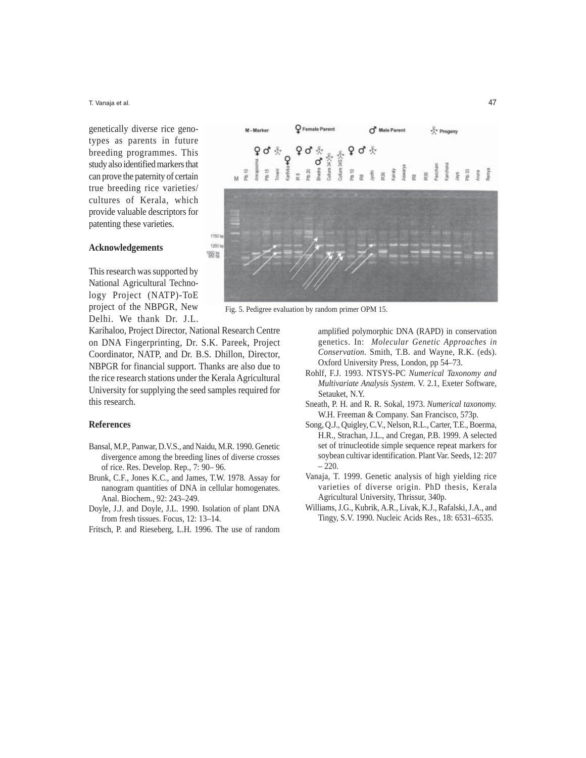genetically diverse rice genotypes as parents in future breeding programmes. This study also identified markers that can prove the paternity of certain true breeding rice varieties/ cultures of Kerala, which provide valuable descriptors for patenting these varieties.

## Acknowledgements

This research was supported by National Agricultural Technology Project (NATP)-ToE project of the NBPGR, New Delhi. We thank Dr. J.L. Karihaloo, Project Director, National Research Centre on DNA Fingerprinting, Dr. S.K. Pareek, Project Coordinator, NATP, and Dr. B.S. Dhillon, Director, NBPGR for financial support. Thanks are also due to the rice research stations under the Kerala Agricultural University for supplying the seed samples required for this research.

M - Marker
Female Parent
Male Parent
Progeny
M Ptb 10 Annapoorna Ptb 15 Triveni Karthika IR 8 Ptb 20 Bhadra Culture 34 Culture 345 Ptb 10 IR8 Jyothi IR36 Kairaly Aiswarya IR8 IR36 Pavizham Kanchana Jaya Ptb 33 Aruna Remya
1750 bp
1250 bp
1000 bp
950 bp

Fig. 5. Pedigree evaluation by random primer OPM 15.

## References

Bansal, M.P., Panwar, D.V.S., and Naidu, M.R. 1990. Genetic divergence among the breeding lines of diverse crosses of rice. Res. Develop. Rep., 7: 90– 96.

Brunk, C.F., Jones K.C., and James, T.W. 1978. Assay for nanogram quantities of DNA in cellular homogenates. Anal. Biochem., 92: 243–249.

Doyle, J.J. and Doyle, J.L. 1990. Isolation of plant DNA from fresh tissues. Focus, 12: 13–14.

Fritsch, P. and Rieseberg, L.H. 1996. The use of random amplified polymorphic DNA (RAPD) in conservation genetics. In: *Molecular Genetic Approaches in Conservation*. Smith, T.B. and Wayne, R.K. (eds). Oxford University Press, London, pp 54–73.

Rohlf, F.J. 1993. NTSYS-PC *Numerical Taxonomy and Multivariate Analysis System*. V. 2.1, Exeter Software, Setauket, N.Y.

Sneath, P. H. and R. R. Sokal, 1973. *Numerical taxonomy.* W.H. Freeman & Company. San Francisco, 573p.

Song, Q.J., Quigley, C.V., Nelson, R.L., Carter, T.E., Boerma, H.R., Strachan, J.L., and Cregan, P.B. 1999. A selected set of trinucleotide simple sequence repeat markers for soybean cultivar identification. Plant Var. Seeds, 12: 207 – 220.

Vanaja, T. 1999. Genetic analysis of high yielding rice varieties of diverse origin. PhD thesis, Kerala Agricultural University, Thrissur, 340p.

Williams, J.G., Kubrik, A.R., Livak, K.J., Rafalski, J.A., and Tingy, S.V. 1990. Nucleic Acids Res., 18: 6531–6535.